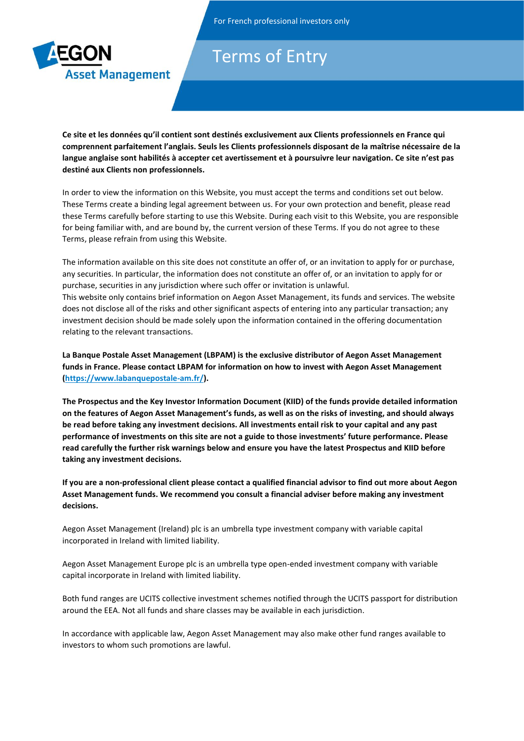For French professional investors only

# Terms of Entry

**Ce site et les données qu'il contient sont destinés exclusivement aux Clients professionnels en France qui comprennent parfaitement l'anglais. Seuls les Clients professionnels disposant de la maîtrise nécessaire de la langue anglaise sont habilités à accepter cet avertissement et à poursuivre leur navigation. Ce site n'est pas destiné aux Clients non professionnels.**

In order to view the information on this Website, you must accept the terms and conditions set out below. These Terms create a binding legal agreement between us. For your own protection and benefit, please read these Terms carefully before starting to use this Website. During each visit to this Website, you are responsible for being familiar with, and are bound by, the current version of these Terms. If you do not agree to these Terms, please refrain from using this Website.

The information available on this site does not constitute an offer of, or an invitation to apply for or purchase, any securities. In particular, the information does not constitute an offer of, or an invitation to apply for or purchase, securities in any jurisdiction where such offer or invitation is unlawful.
This website only contains brief information on Aegon Asset Management, its funds and services. The website does not disclose all of the risks and other significant aspects of entering into any particular transaction; any investment decision should be made solely upon the information contained in the offering documentation relating to the relevant transactions.

**La Banque Postale Asset Management (LBPAM) is the exclusive distributor of Aegon Asset Management funds in France. Please contact LBPAM for information on how to invest with Aegon Asset Management ([https://www.labanquepostale-am.fr/](https://www.labanquepostale-am.fr/)).**

**The Prospectus and the Key Investor Information Document (KIID) of the funds provide detailed information on the features of Aegon Asset Management's funds, as well as on the risks of investing, and should always be read before taking any investment decisions. All investments entail risk to your capital and any past performance of investments on this site are not a guide to those investments' future performance. Please read carefully the further risk warnings below and ensure you have the latest Prospectus and KIID before taking any investment decisions.**

**If you are a non-professional client please contact a qualified financial advisor to find out more about Aegon Asset Management funds. We recommend you consult a financial adviser before making any investment decisions.**

Aegon Asset Management (Ireland) plc is an umbrella type investment company with variable capital incorporated in Ireland with limited liability.

Aegon Asset Management Europe plc is an umbrella type open-ended investment company with variable capital incorporate in Ireland with limited liability.

Both fund ranges are UCITS collective investment schemes notified through the UCITS passport for distribution around the EEA. Not all funds and share classes may be available in each jurisdiction.

In accordance with applicable law, Aegon Asset Management may also make other fund ranges available to investors to whom such promotions are lawful.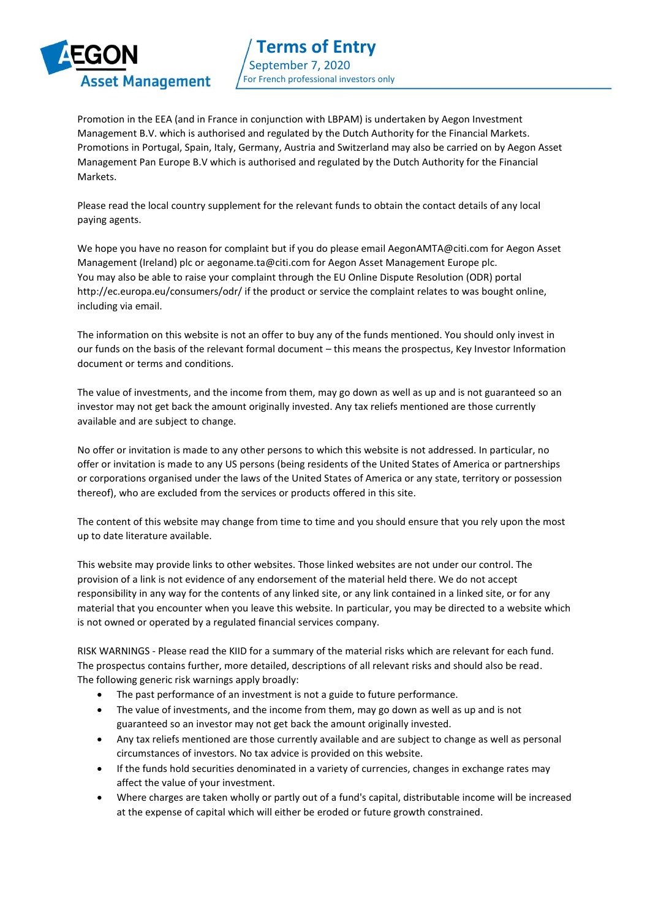Promotion in the EEA (and in France in conjunction with LBPAM) is undertaken by Aegon Investment Management B.V. which is authorised and regulated by the Dutch Authority for the Financial Markets. Promotions in Portugal, Spain, Italy, Germany, Austria and Switzerland may also be carried on by Aegon Asset Management Pan Europe B.V which is authorised and regulated by the Dutch Authority for the Financial Markets.

Please read the local country supplement for the relevant funds to obtain the contact details of any local paying agents.

We hope you have no reason for complaint but if you do please email AegonAMTA@citi.com for Aegon Asset Management (Ireland) plc or aegoname.ta@citi.com for Aegon Asset Management Europe plc. You may also be able to raise your complaint through the EU Online Dispute Resolution (ODR) portal http://ec.europa.eu/consumers/odr/ if the product or service the complaint relates to was bought online, including via email.

The information on this website is not an offer to buy any of the funds mentioned. You should only invest in our funds on the basis of the relevant formal document – this means the prospectus, Key Investor Information document or terms and conditions.

The value of investments, and the income from them, may go down as well as up and is not guaranteed so an investor may not get back the amount originally invested. Any tax reliefs mentioned are those currently available and are subject to change.

No offer or invitation is made to any other persons to which this website is not addressed. In particular, no offer or invitation is made to any US persons (being residents of the United States of America or partnerships or corporations organised under the laws of the United States of America or any state, territory or possession thereof), who are excluded from the services or products offered in this site.

The content of this website may change from time to time and you should ensure that you rely upon the most up to date literature available.

This website may provide links to other websites. Those linked websites are not under our control. The provision of a link is not evidence of any endorsement of the material held there. We do not accept responsibility in any way for the contents of any linked site, or any link contained in a linked site, or for any material that you encounter when you leave this website. In particular, you may be directed to a website which is not owned or operated by a regulated financial services company.

RISK WARNINGS - Please read the KIID for a summary of the material risks which are relevant for each fund. The prospectus contains further, more detailed, descriptions of all relevant risks and should also be read. The following generic risk warnings apply broadly:

- The past performance of an investment is not a guide to future performance.
- The value of investments, and the income from them, may go down as well as up and is not guaranteed so an investor may not get back the amount originally invested.
- Any tax reliefs mentioned are those currently available and are subject to change as well as personal circumstances of investors. No tax advice is provided on this website.
- If the funds hold securities denominated in a variety of currencies, changes in exchange rates may affect the value of your investment.
- Where charges are taken wholly or partly out of a fund's capital, distributable income will be increased at the expense of capital which will either be eroded or future growth constrained.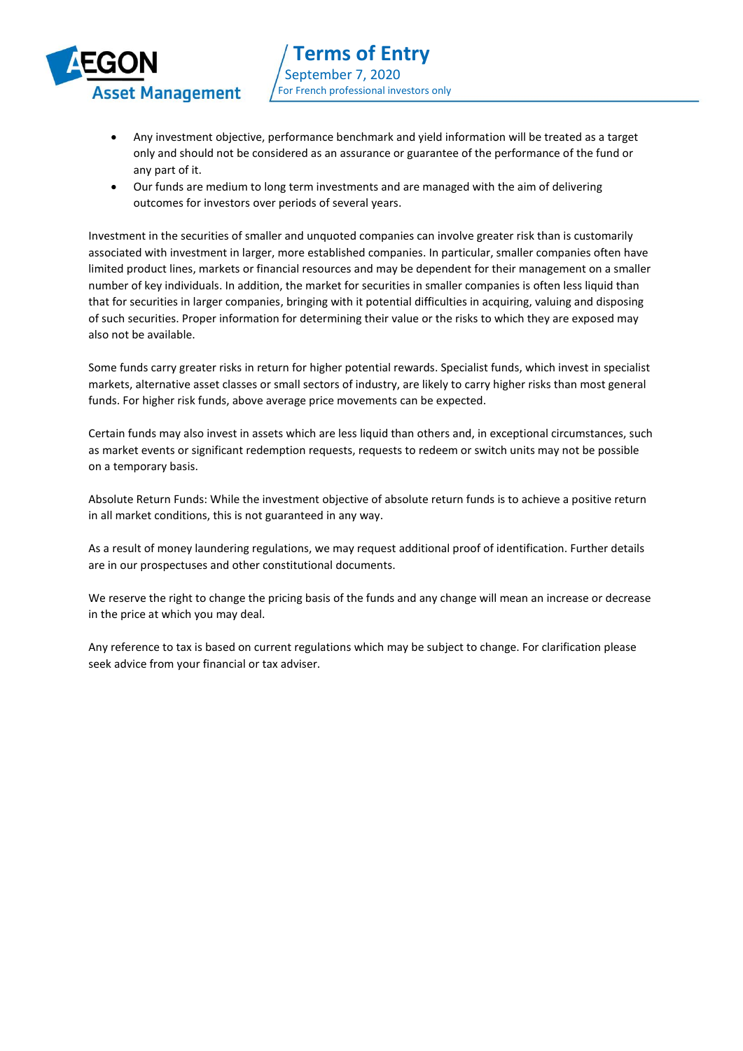- Any investment objective, performance benchmark and yield information will be treated as a target only and should not be considered as an assurance or guarantee of the performance of the fund or any part of it.
- Our funds are medium to long term investments and are managed with the aim of delivering outcomes for investors over periods of several years.

Investment in the securities of smaller and unquoted companies can involve greater risk than is customarily associated with investment in larger, more established companies. In particular, smaller companies often have limited product lines, markets or financial resources and may be dependent for their management on a smaller number of key individuals. In addition, the market for securities in smaller companies is often less liquid than that for securities in larger companies, bringing with it potential difficulties in acquiring, valuing and disposing of such securities. Proper information for determining their value or the risks to which they are exposed may also not be available.

Some funds carry greater risks in return for higher potential rewards. Specialist funds, which invest in specialist markets, alternative asset classes or small sectors of industry, are likely to carry higher risks than most general funds. For higher risk funds, above average price movements can be expected.

Certain funds may also invest in assets which are less liquid than others and, in exceptional circumstances, such as market events or significant redemption requests, requests to redeem or switch units may not be possible on a temporary basis.

Absolute Return Funds: While the investment objective of absolute return funds is to achieve a positive return in all market conditions, this is not guaranteed in any way.

As a result of money laundering regulations, we may request additional proof of identification. Further details are in our prospectuses and other constitutional documents.

We reserve the right to change the pricing basis of the funds and any change will mean an increase or decrease in the price at which you may deal.

Any reference to tax is based on current regulations which may be subject to change. For clarification please seek advice from your financial or tax adviser.